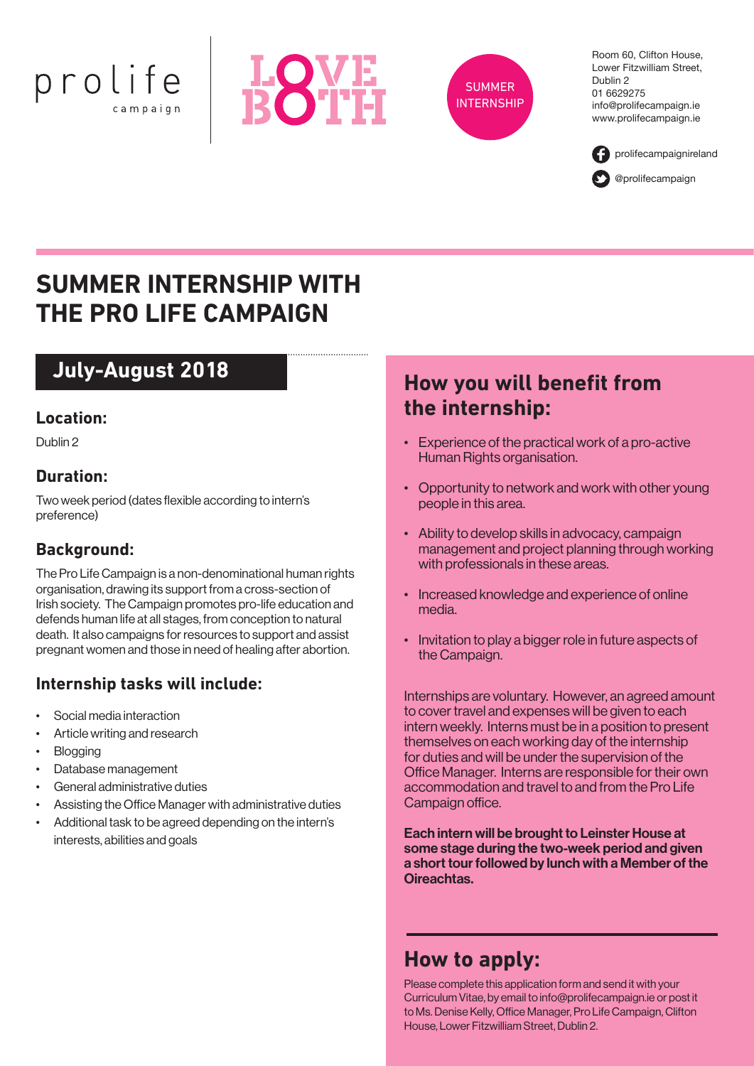prolife
campaign

LOVE BOTH

SUMMER INTERNSHIP

Room 60, Clifton House,
Lower Fitzwilliam Street,
Dublin 2
01 6629275
info@prolifecampaign.ie
www.prolifecampaign.ie

prolifecampaignireland

@prolifecampaign

# SUMMER INTERNSHIP WITH THE PRO LIFE CAMPAIGN

## July-August 2018

### Location:

Dublin 2

### Duration:

Two week period (dates flexible according to intern's preference)

### Background:

The Pro Life Campaign is a non-denominational human rights organisation, drawing its support from a cross-section of Irish society. The Campaign promotes pro-life education and defends human life at all stages, from conception to natural death. It also campaigns for resources to support and assist pregnant women and those in need of healing after abortion.

### Internship tasks will include:

- Social media interaction
- Article writing and research
- Blogging
- Database management
- General administrative duties
- Assisting the Office Manager with administrative duties
- Additional task to be agreed depending on the intern's interests, abilities and goals

## How you will benefit from the internship:

- Experience of the practical work of a pro-active Human Rights organisation.
- Opportunity to network and work with other young people in this area.
- Ability to develop skills in advocacy, campaign management and project planning through working with professionals in these areas.
- Increased knowledge and experience of online media.
- Invitation to play a bigger role in future aspects of the Campaign.

Internships are voluntary. However, an agreed amount to cover travel and expenses will be given to each intern weekly. Interns must be in a position to present themselves on each working day of the internship for duties and will be under the supervision of the Office Manager. Interns are responsible for their own accommodation and travel to and from the Pro Life Campaign office.

**Each intern will be brought to Leinster House at some stage during the two-week period and given a short tour followed by lunch with a Member of the Oireachtas.**

## How to apply:

Please complete this application form and send it with your Curriculum Vitae, by email to info@prolifecampaign.ie or post it to Ms. Denise Kelly, Office Manager, Pro Life Campaign, Clifton House, Lower Fitzwilliam Street, Dublin 2.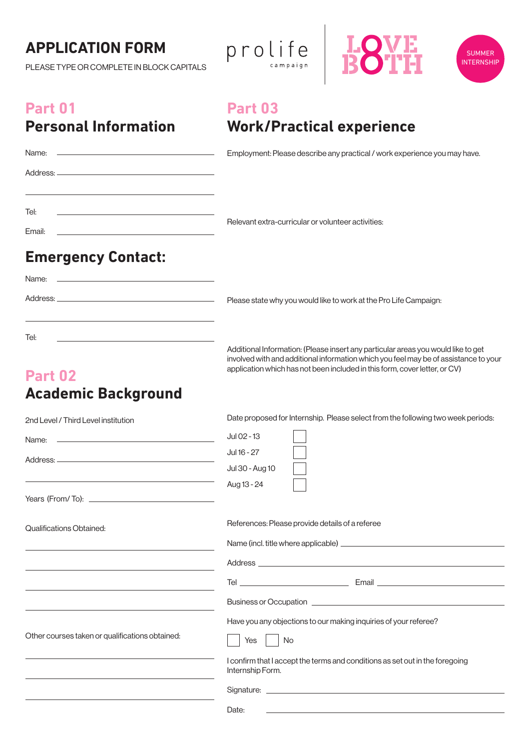# APPLICATION FORM

PLEASE TYPE OR COMPLETE IN BLOCK CAPITALS

prolife campaign

L8VE B8TH

SUMMER INTERNSHIP

## Part 01
## Personal Information

Name: ____________________

Address: ____________________

____________________

Tel: ____________________

Email: ____________________

## Emergency Contact:

Name: ____________________

Address: ____________________

____________________

Tel: ____________________

## Part 02
## Academic Background

2nd Level / Third Level institution

Name: ____________________

Address: ____________________

____________________

Years (From/ To): ____________________

Qualifications Obtained:

____________________

____________________

____________________

____________________

Other courses taken or qualifications obtained:

____________________

____________________

____________________

## Part 03
## Work/Practical experience

Employment: Please describe any practical / work experience you may have.

Relevant extra-curricular or volunteer activities:

Please state why you would like to work at the Pro Life Campaign:

Additional Information: (Please insert any particular areas you would like to get involved with and additional information which you feel may be of assistance to your application which has not been included in this form, cover letter, or CV)

Date proposed for Internship. Please select from the following two week periods:

- Jul 02 - 13 ☐
- Jul 16 - 27 ☐
- Jul 30 - Aug 10 ☐
- Aug 13 - 24 ☐

References: Please provide details of a referee

Name (incl. title where applicable) ____________________

Address ____________________

Tel ____________________ Email ____________________

Business or Occupation ____________________

Have you any objections to our making inquiries of your referee?

☐ Yes ☐ No

I confirm that I accept the terms and conditions as set out in the foregoing Internship Form.

Signature: ____________________

Date: ____________________